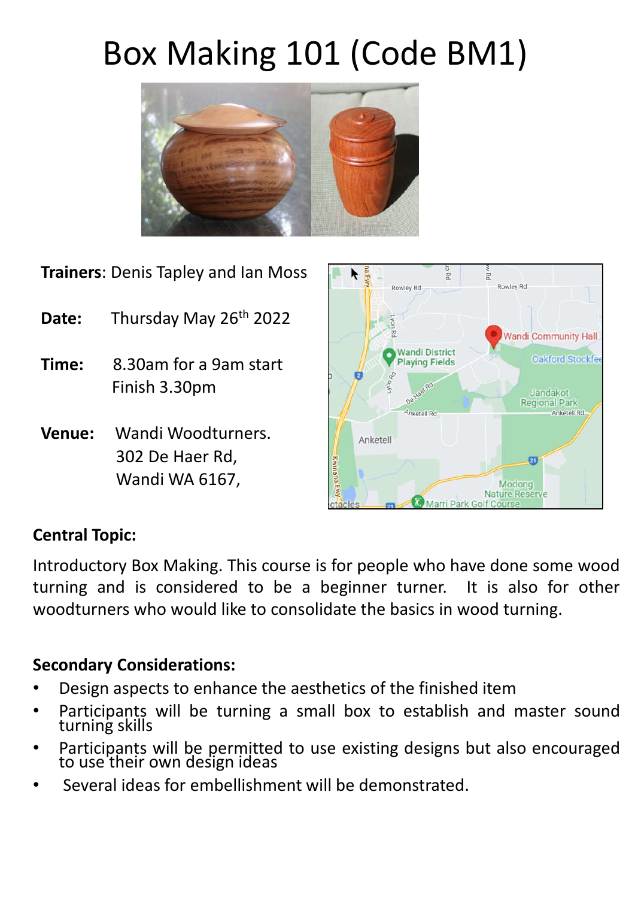# Box Making 101 (Code BM1)

**Trainers**: Denis Tapley and Ian Moss

**Date:** Thursday May 26th 2022

**Time:** 8.30am for a 9am start
Finish 3.30pm

**Venue:** Wandi Woodturners.
302 De Haer Rd,
Wandi WA 6167,

**Central Topic:**

Introductory Box Making. This course is for people who have done some wood turning and is considered to be a beginner turner. It is also for other woodturners who would like to consolidate the basics in wood turning.

**Secondary Considerations:**

- Design aspects to enhance the aesthetics of the finished item
- Participants will be turning a small box to establish and master sound turning skills
- Participants will be permitted to use existing designs but also encouraged to use their own design ideas
- Several ideas for embellishment will be demonstrated.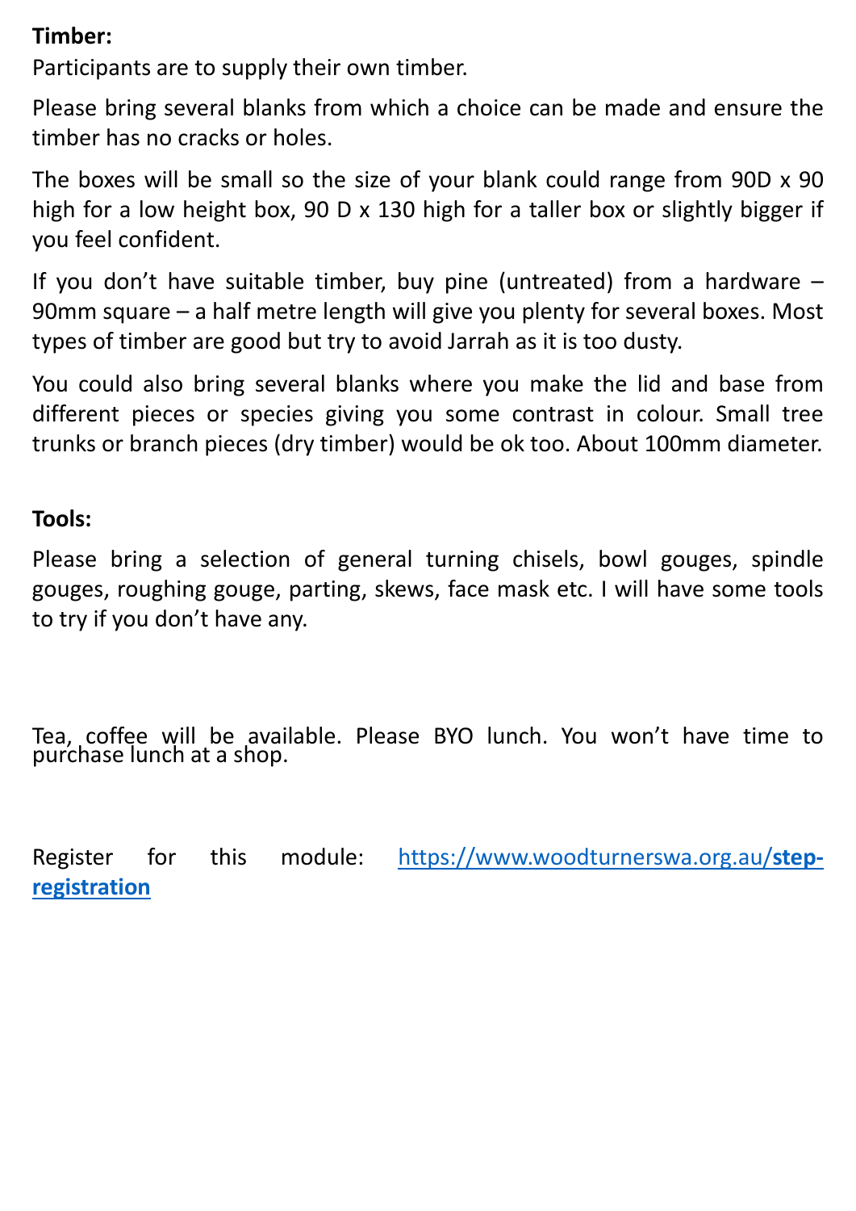**Timber:**

Participants are to supply their own timber.

Please bring several blanks from which a choice can be made and ensure the timber has no cracks or holes.

The boxes will be small so the size of your blank could range from 90D x 90 high for a low height box, 90 D x 130 high for a taller box or slightly bigger if you feel confident.

If you don't have suitable timber, buy pine (untreated) from a hardware – 90mm square – a half metre length will give you plenty for several boxes. Most types of timber are good but try to avoid Jarrah as it is too dusty.

You could also bring several blanks where you make the lid and base from different pieces or species giving you some contrast in colour. Small tree trunks or branch pieces (dry timber) would be ok too. About 100mm diameter.

**Tools:**

Please bring a selection of general turning chisels, bowl gouges, spindle gouges, roughing gouge, parting, skews, face mask etc. I will have some tools to try if you don't have any.

Tea, coffee will be available. Please BYO lunch. You won't have time to purchase lunch at a shop.

Register for this module: [https://www.woodturnerswa.org.au/**step-registration**](https://www.woodturnerswa.org.au/step-registration)